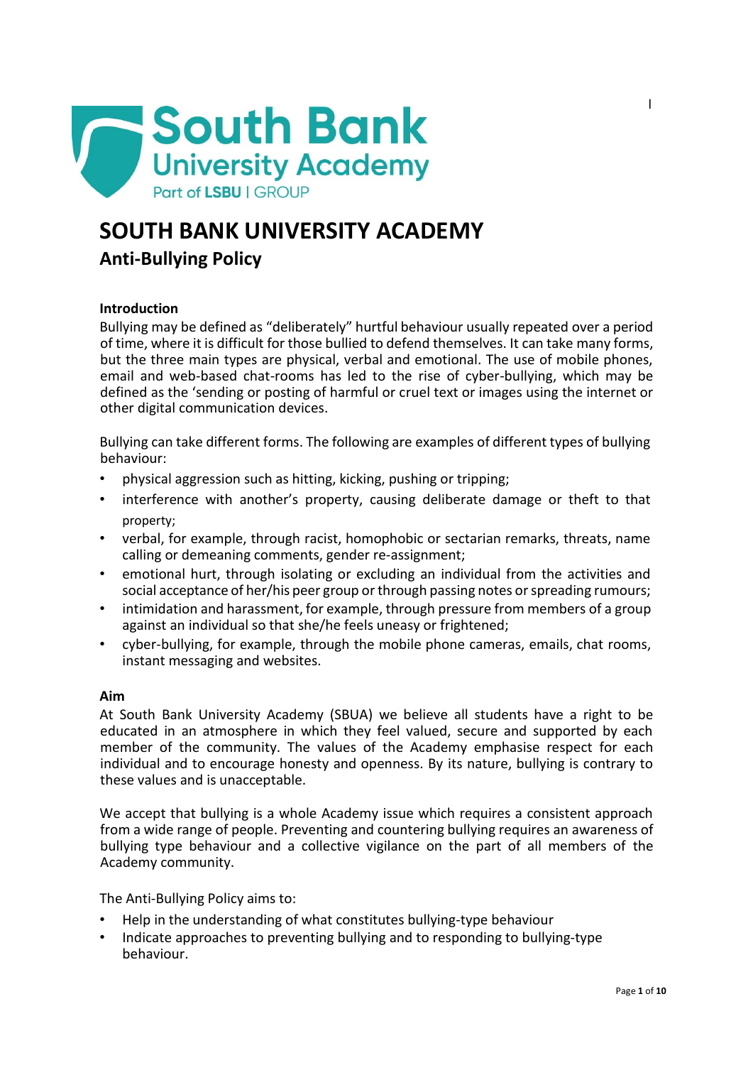# SOUTH BANK UNIVERSITY ACADEMY

## Anti-Bullying Policy

### Introduction

Bullying may be defined as "deliberately" hurtful behaviour usually repeated over a period of time, where it is difficult for those bullied to defend themselves. It can take many forms, but the three main types are physical, verbal and emotional. The use of mobile phones, email and web-based chat-rooms has led to the rise of cyber-bullying, which may be defined as the 'sending or posting of harmful or cruel text or images using the internet or other digital communication devices.

Bullying can take different forms. The following are examples of different types of bullying behaviour:

- physical aggression such as hitting, kicking, pushing or tripping;
- interference with another's property, causing deliberate damage or theft to that property;
- verbal, for example, through racist, homophobic or sectarian remarks, threats, name calling or demeaning comments, gender re-assignment;
- emotional hurt, through isolating or excluding an individual from the activities and social acceptance of her/his peer group or through passing notes or spreading rumours;
- intimidation and harassment, for example, through pressure from members of a group against an individual so that she/he feels uneasy or frightened;
- cyber-bullying, for example, through the mobile phone cameras, emails, chat rooms, instant messaging and websites.

### Aim

At South Bank University Academy (SBUA) we believe all students have a right to be educated in an atmosphere in which they feel valued, secure and supported by each member of the community. The values of the Academy emphasise respect for each individual and to encourage honesty and openness. By its nature, bullying is contrary to these values and is unacceptable.

We accept that bullying is a whole Academy issue which requires a consistent approach from a wide range of people. Preventing and countering bullying requires an awareness of bullying type behaviour and a collective vigilance on the part of all members of the Academy community.

The Anti-Bullying Policy aims to:

- Help in the understanding of what constitutes bullying-type behaviour
- Indicate approaches to preventing bullying and to responding to bullying-type behaviour.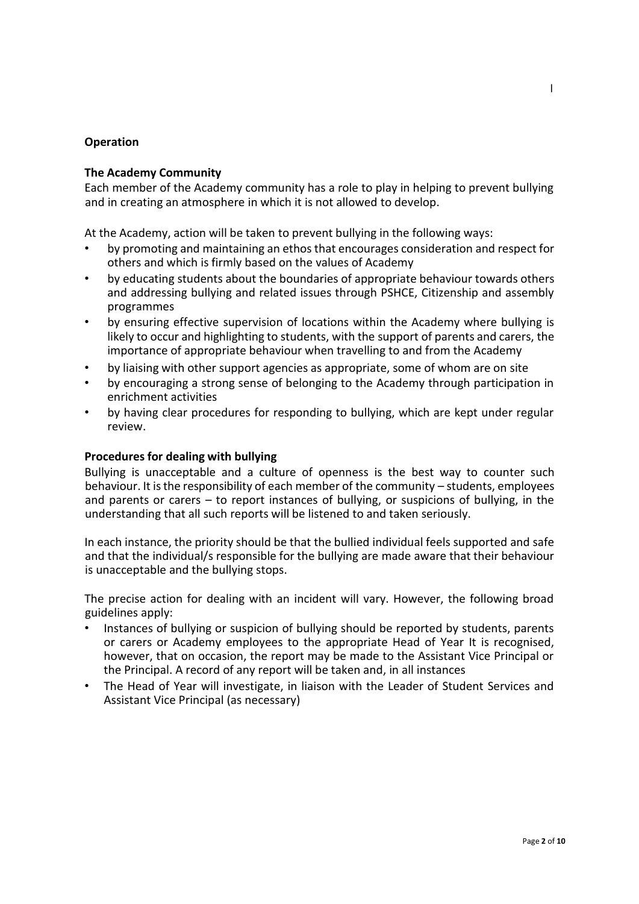**Operation**

**The Academy Community**

Each member of the Academy community has a role to play in helping to prevent bullying and in creating an atmosphere in which it is not allowed to develop.

At the Academy, action will be taken to prevent bullying in the following ways:

- by promoting and maintaining an ethos that encourages consideration and respect for others and which is firmly based on the values of Academy
- by educating students about the boundaries of appropriate behaviour towards others and addressing bullying and related issues through PSHCE, Citizenship and assembly programmes
- by ensuring effective supervision of locations within the Academy where bullying is likely to occur and highlighting to students, with the support of parents and carers, the importance of appropriate behaviour when travelling to and from the Academy
- by liaising with other support agencies as appropriate, some of whom are on site
- by encouraging a strong sense of belonging to the Academy through participation in enrichment activities
- by having clear procedures for responding to bullying, which are kept under regular review.

**Procedures for dealing with bullying**

Bullying is unacceptable and a culture of openness is the best way to counter such behaviour. It is the responsibility of each member of the community – students, employees and parents or carers – to report instances of bullying, or suspicions of bullying, in the understanding that all such reports will be listened to and taken seriously.

In each instance, the priority should be that the bullied individual feels supported and safe and that the individual/s responsible for the bullying are made aware that their behaviour is unacceptable and the bullying stops.

The precise action for dealing with an incident will vary. However, the following broad guidelines apply:

- Instances of bullying or suspicion of bullying should be reported by students, parents or carers or Academy employees to the appropriate Head of Year It is recognised, however, that on occasion, the report may be made to the Assistant Vice Principal or the Principal. A record of any report will be taken and, in all instances
- The Head of Year will investigate, in liaison with the Leader of Student Services and Assistant Vice Principal (as necessary)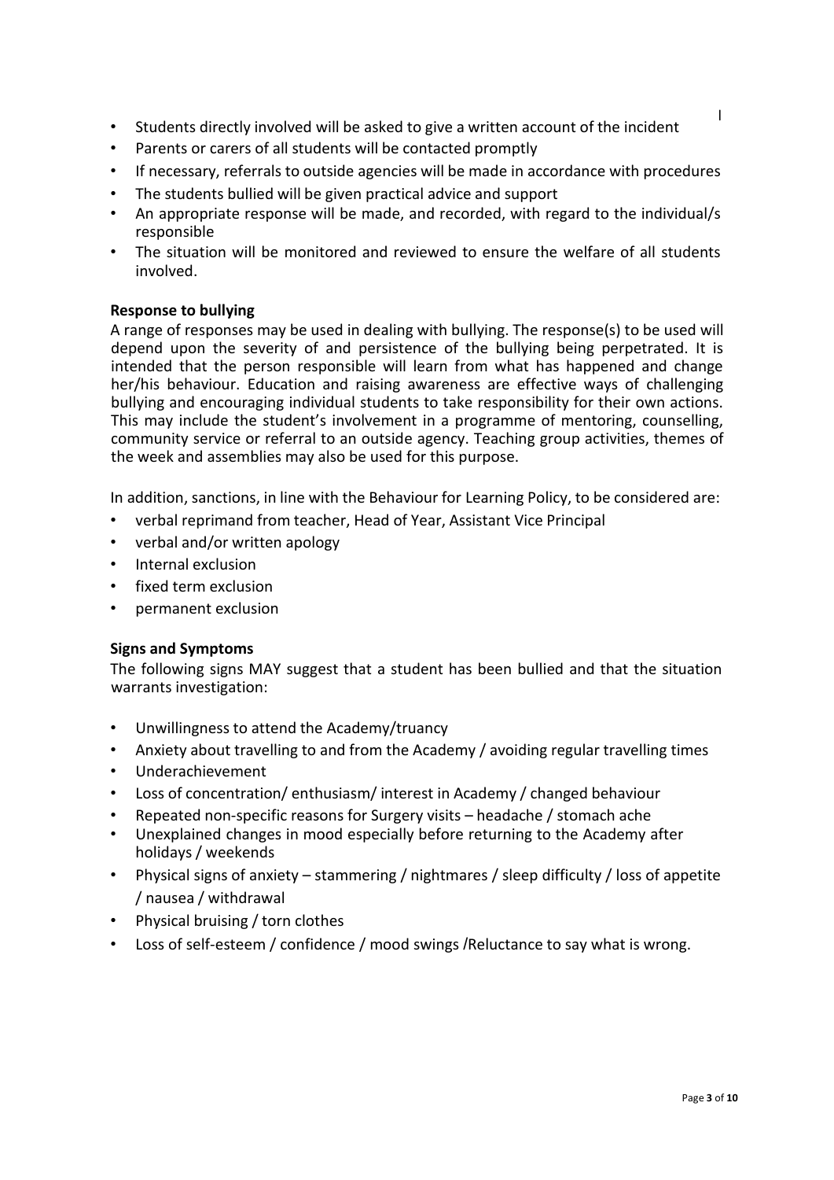- Students directly involved will be asked to give a written account of the incident
- Parents or carers of all students will be contacted promptly
- If necessary, referrals to outside agencies will be made in accordance with procedures
- The students bullied will be given practical advice and support
- An appropriate response will be made, and recorded, with regard to the individual/s responsible
- The situation will be monitored and reviewed to ensure the welfare of all students involved.

**Response to bullying**

A range of responses may be used in dealing with bullying. The response(s) to be used will depend upon the severity of and persistence of the bullying being perpetrated. It is intended that the person responsible will learn from what has happened and change her/his behaviour. Education and raising awareness are effective ways of challenging bullying and encouraging individual students to take responsibility for their own actions. This may include the student's involvement in a programme of mentoring, counselling, community service or referral to an outside agency. Teaching group activities, themes of the week and assemblies may also be used for this purpose.

In addition, sanctions, in line with the Behaviour for Learning Policy, to be considered are:

- verbal reprimand from teacher, Head of Year, Assistant Vice Principal
- verbal and/or written apology
- Internal exclusion
- fixed term exclusion
- permanent exclusion

**Signs and Symptoms**

The following signs MAY suggest that a student has been bullied and that the situation warrants investigation:

- Unwillingness to attend the Academy/truancy
- Anxiety about travelling to and from the Academy / avoiding regular travelling times
- Underachievement
- Loss of concentration/ enthusiasm/ interest in Academy / changed behaviour
- Repeated non-specific reasons for Surgery visits – headache / stomach ache
- Unexplained changes in mood especially before returning to the Academy after holidays / weekends
- Physical signs of anxiety – stammering / nightmares / sleep difficulty / loss of appetite / nausea / withdrawal
- Physical bruising / torn clothes
- Loss of self-esteem / confidence / mood swings /Reluctance to say what is wrong.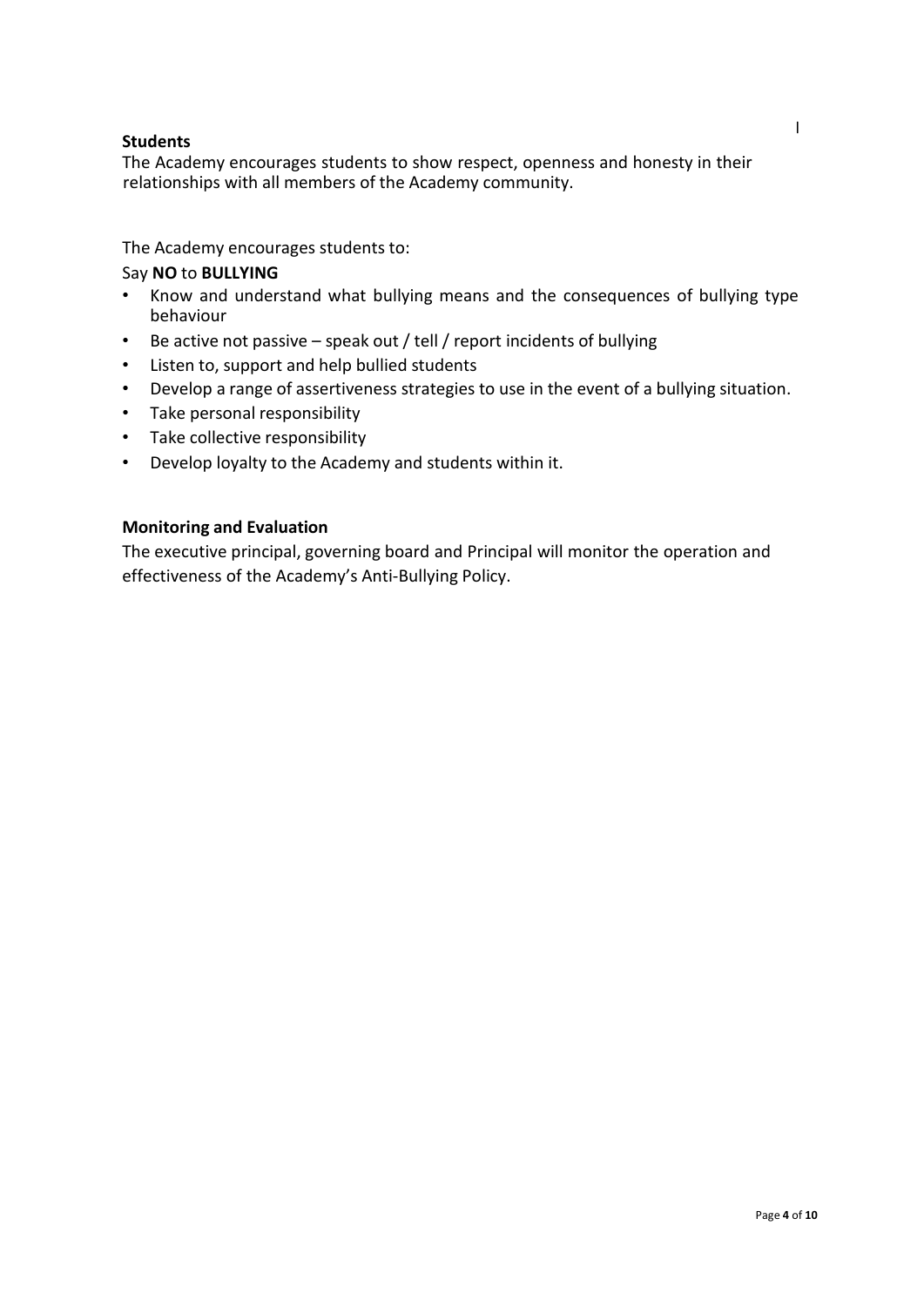**Students**

The Academy encourages students to show respect, openness and honesty in their relationships with all members of the Academy community.

The Academy encourages students to:

Say **NO** to **BULLYING**

- Know and understand what bullying means and the consequences of bullying type behaviour
- Be active not passive – speak out / tell / report incidents of bullying
- Listen to, support and help bullied students
- Develop a range of assertiveness strategies to use in the event of a bullying situation.
- Take personal responsibility
- Take collective responsibility
- Develop loyalty to the Academy and students within it.

**Monitoring and Evaluation**

The executive principal, governing board and Principal will monitor the operation and effectiveness of the Academy's Anti-Bullying Policy.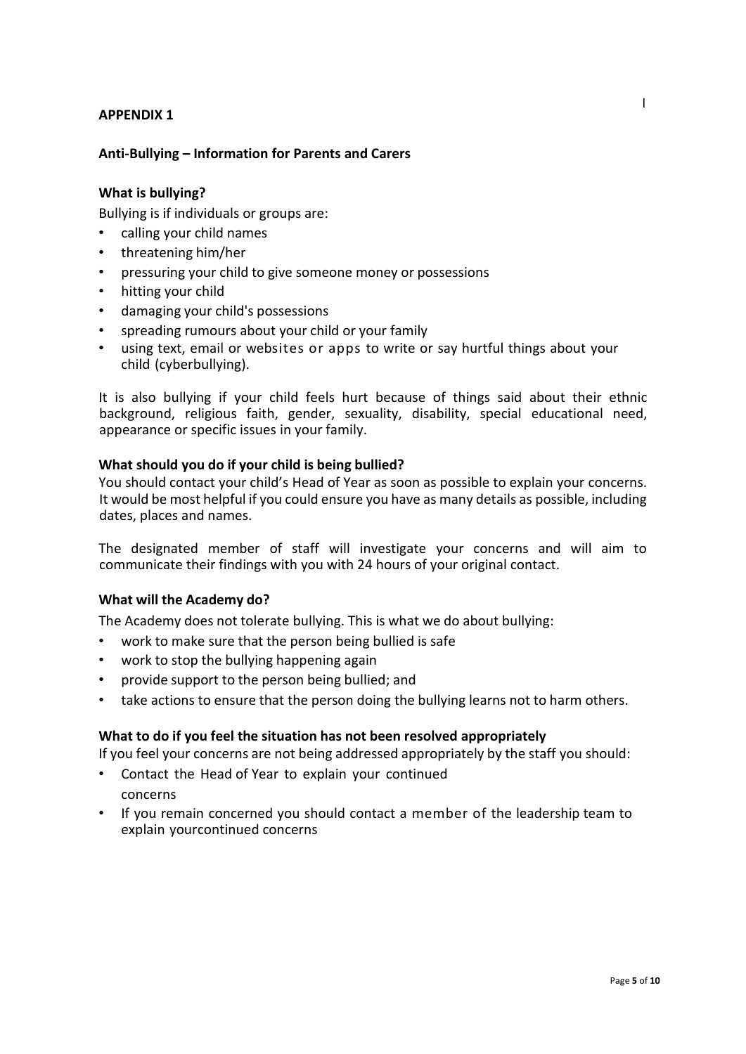## APPENDIX 1

### Anti-Bullying – Information for Parents and Carers

**What is bullying?**

Bullying is if individuals or groups are:

- calling your child names
- threatening him/her
- pressuring your child to give someone money or possessions
- hitting your child
- damaging your child's possessions
- spreading rumours about your child or your family
- using text, email or websites or apps to write or say hurtful things about your child (cyberbullying).

It is also bullying if your child feels hurt because of things said about their ethnic background, religious faith, gender, sexuality, disability, special educational need, appearance or specific issues in your family.

**What should you do if your child is being bullied?**

You should contact your child's Head of Year as soon as possible to explain your concerns. It would be most helpful if you could ensure you have as many details as possible, including dates, places and names.

The designated member of staff will investigate your concerns and will aim to communicate their findings with you with 24 hours of your original contact.

**What will the Academy do?**

The Academy does not tolerate bullying. This is what we do about bullying:

- work to make sure that the person being bullied is safe
- work to stop the bullying happening again
- provide support to the person being bullied; and
- take actions to ensure that the person doing the bullying learns not to harm others.

**What to do if you feel the situation has not been resolved appropriately**

If you feel your concerns are not being addressed appropriately by the staff you should:

- Contact the Head of Year to explain your continued concerns
- If you remain concerned you should contact a member of the leadership team to explain yourcontinued concerns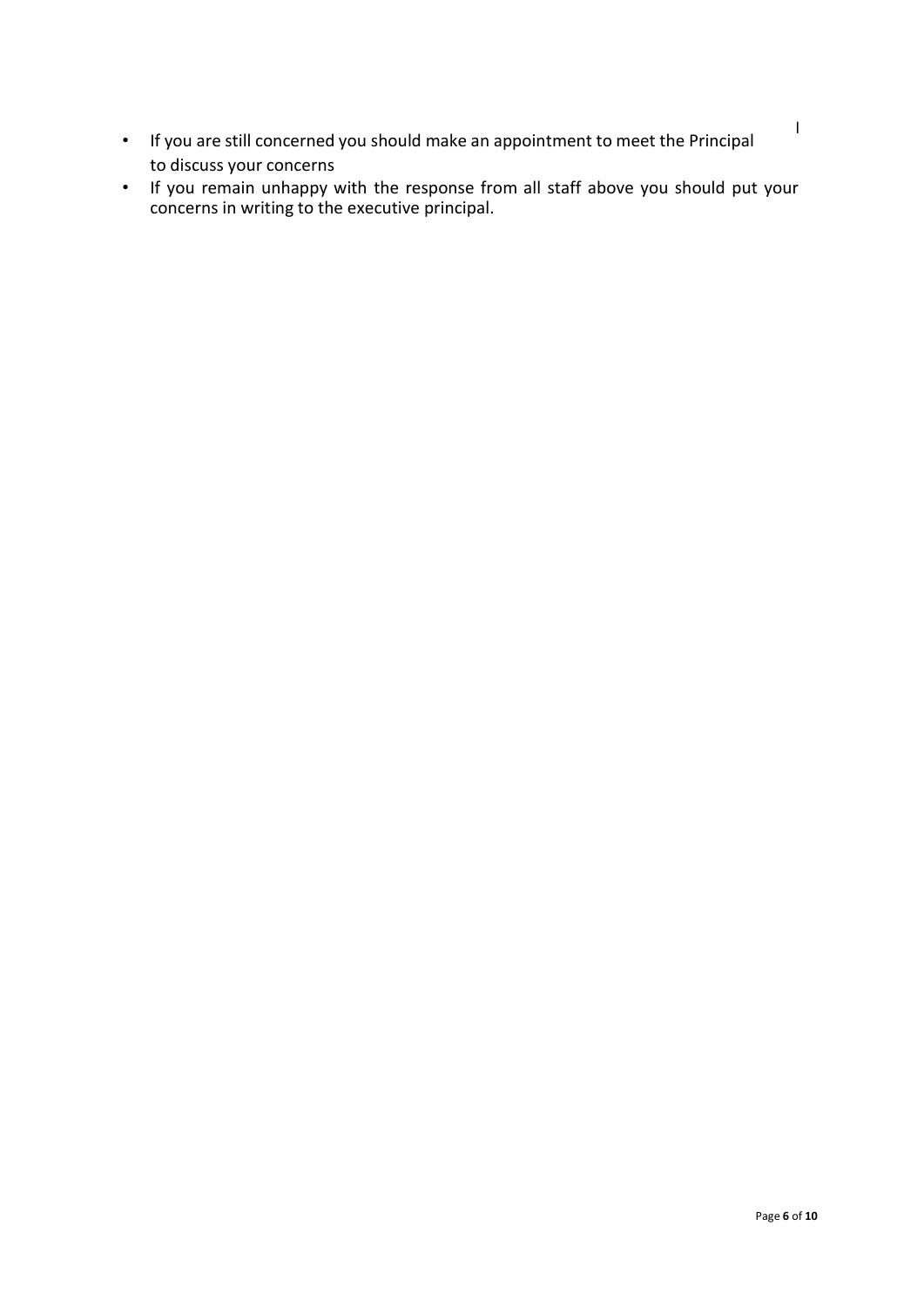- If you are still concerned you should make an appointment to meet the Principal to discuss your concerns
- If you remain unhappy with the response from all staff above you should put your concerns in writing to the executive principal.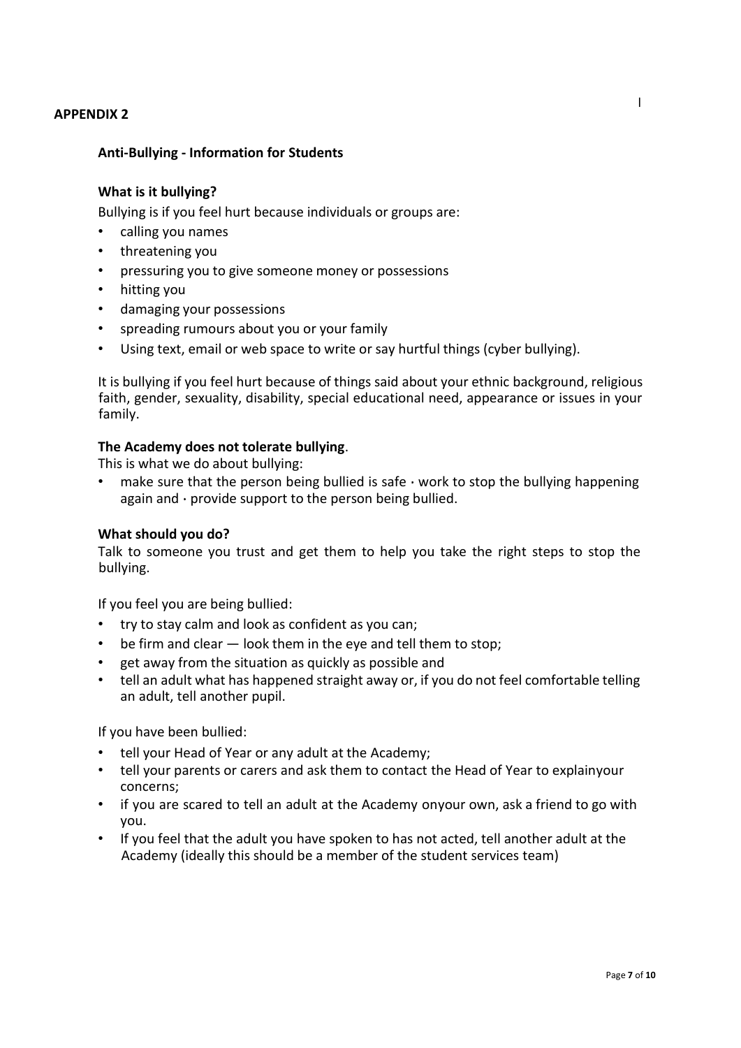**APPENDIX 2**

**Anti-Bullying - Information for Students**

**What is it bullying?**

Bullying is if you feel hurt because individuals or groups are:

- calling you names
- threatening you
- pressuring you to give someone money or possessions
- hitting you
- damaging your possessions
- spreading rumours about you or your family
- Using text, email or web space to write or say hurtful things (cyber bullying).

It is bullying if you feel hurt because of things said about your ethnic background, religious faith, gender, sexuality, disability, special educational need, appearance or issues in your family.

**The Academy does not tolerate bullying**.

This is what we do about bullying:

- make sure that the person being bullied is safe · work to stop the bullying happening again and · provide support to the person being bullied.

**What should you do?**

Talk to someone you trust and get them to help you take the right steps to stop the bullying.

If you feel you are being bullied:

- try to stay calm and look as confident as you can;
- be firm and clear — look them in the eye and tell them to stop;
- get away from the situation as quickly as possible and
- tell an adult what has happened straight away or, if you do not feel comfortable telling an adult, tell another pupil.

If you have been bullied:

- tell your Head of Year or any adult at the Academy;
- tell your parents or carers and ask them to contact the Head of Year to explainyour concerns;
- if you are scared to tell an adult at the Academy onyour own, ask a friend to go with you.
- If you feel that the adult you have spoken to has not acted, tell another adult at the Academy (ideally this should be a member of the student services team)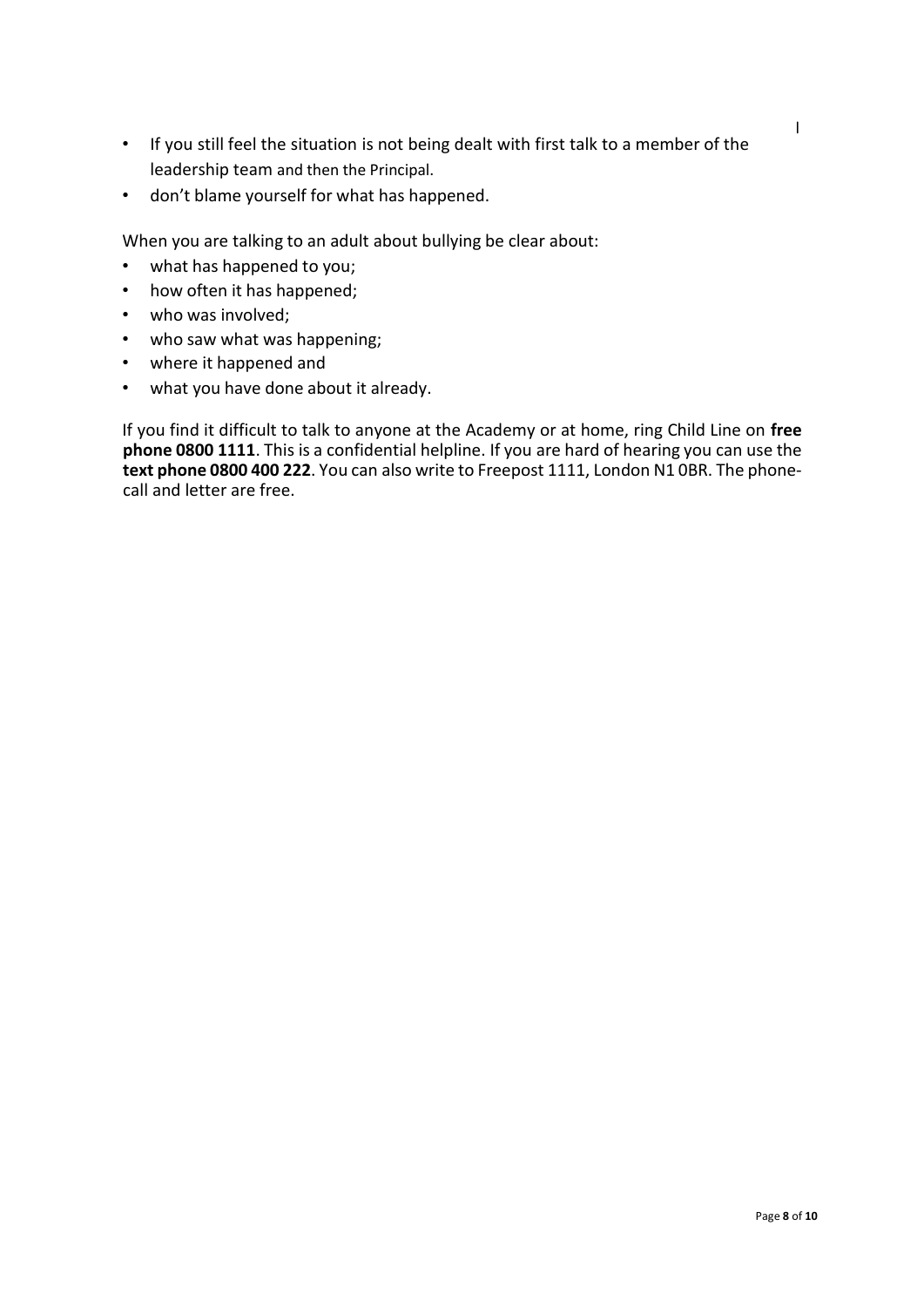- If you still feel the situation is not being dealt with first talk to a member of the leadership team and then the Principal.
- don't blame yourself for what has happened.

When you are talking to an adult about bullying be clear about:

- what has happened to you;
- how often it has happened;
- who was involved;
- who saw what was happening;
- where it happened and
- what you have done about it already.

If you find it difficult to talk to anyone at the Academy or at home, ring Child Line on **free phone 0800 1111**. This is a confidential helpline. If you are hard of hearing you can use the **text phone 0800 400 222**. You can also write to Freepost 1111, London N1 0BR. The phone-call and letter are free.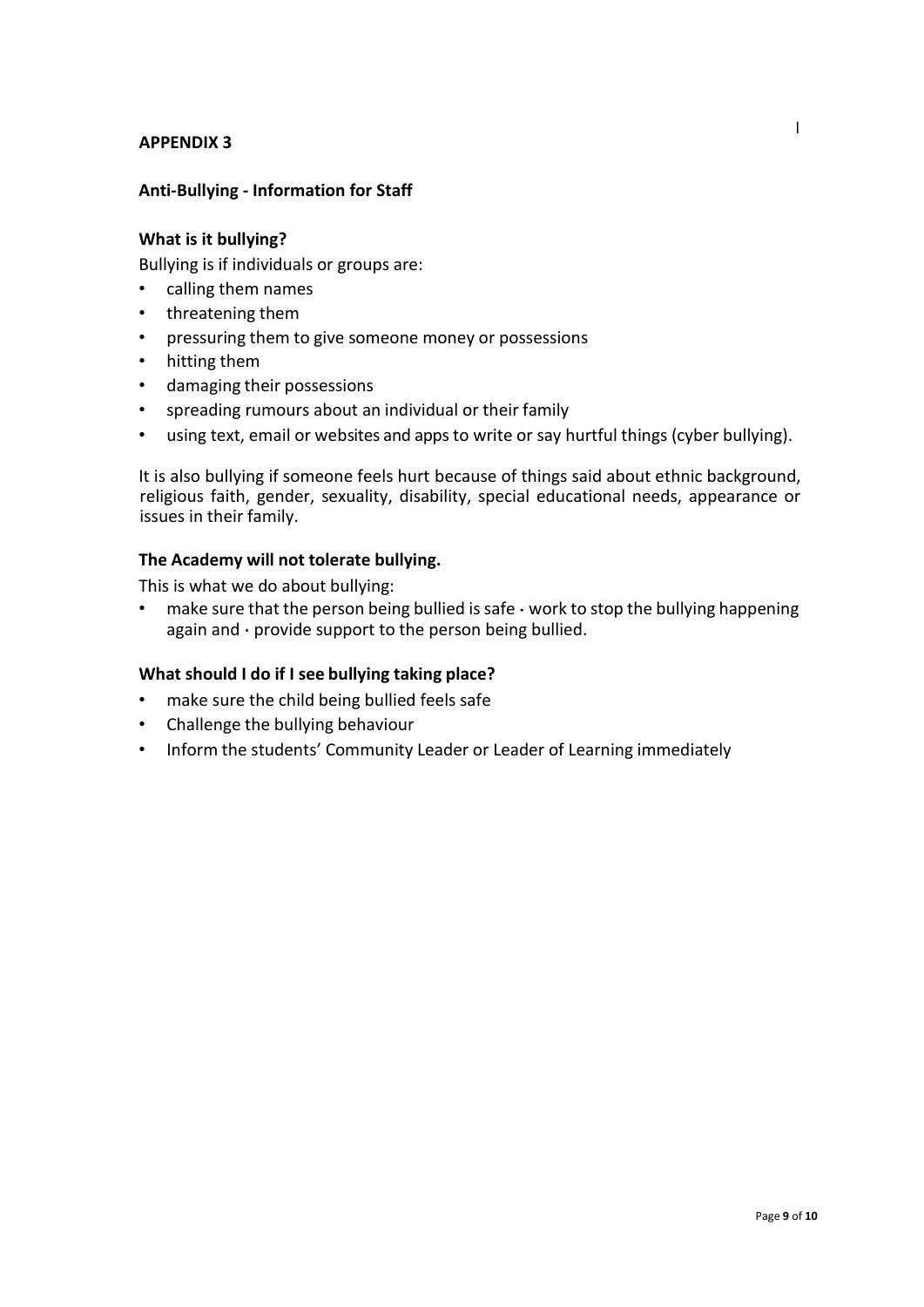## APPENDIX 3

### Anti-Bullying - Information for Staff

**What is it bullying?**

Bullying is if individuals or groups are:

- calling them names
- threatening them
- pressuring them to give someone money or possessions
- hitting them
- damaging their possessions
- spreading rumours about an individual or their family
- using text, email or websites and apps to write or say hurtful things (cyber bullying).

It is also bullying if someone feels hurt because of things said about ethnic background, religious faith, gender, sexuality, disability, special educational needs, appearance or issues in their family.

**The Academy will not tolerate bullying.**

This is what we do about bullying:

- make sure that the person being bullied is safe · work to stop the bullying happening again and · provide support to the person being bullied.

**What should I do if I see bullying taking place?**

- make sure the child being bullied feels safe
- Challenge the bullying behaviour
- Inform the students' Community Leader or Leader of Learning immediately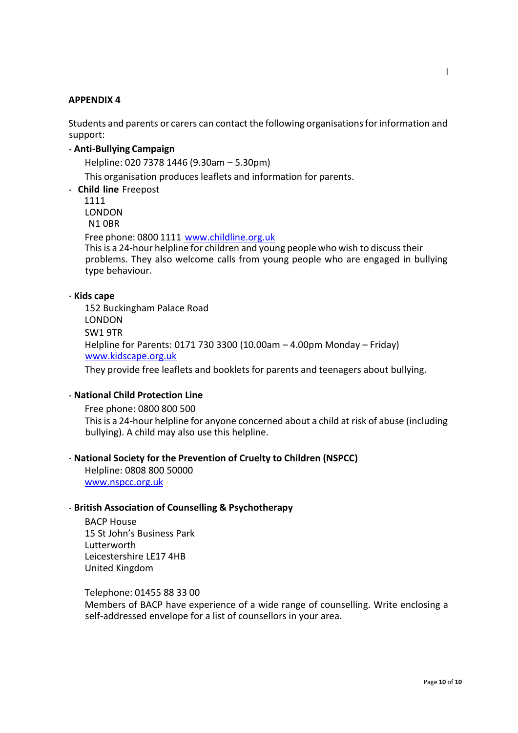## APPENDIX 4

Students and parents or carers can contact the following organisations for information and support:

- **Anti-Bullying Campaign**

  Helpline: 020 7378 1446 (9.30am – 5.30pm)

  This organisation produces leaflets and information for parents.

- **Child line** Freepost
  1111
  LONDON
  N1 0BR

  Free phone: 0800 1111 www.childline.org.uk
  This is a 24-hour helpline for children and young people who wish to discuss their problems. They also welcome calls from young people who are engaged in bullying type behaviour.

- **Kids cape**
  152 Buckingham Palace Road
  LONDON
  SW1 9TR
  Helpline for Parents: 0171 730 3300 (10.00am – 4.00pm Monday – Friday)
  www.kidscape.org.uk

  They provide free leaflets and booklets for parents and teenagers about bullying.

- **National Child Protection Line**

  Free phone: 0800 800 500
  This is a 24-hour helpline for anyone concerned about a child at risk of abuse (including bullying). A child may also use this helpline.

- **National Society for the Prevention of Cruelty to Children (NSPCC)**
  Helpline: 0808 800 50000
  www.nspcc.org.uk

- **British Association of Counselling & Psychotherapy**

  BACP House
  15 St John's Business Park
  Lutterworth
  Leicestershire LE17 4HB
  United Kingdom

  Telephone: 01455 88 33 00
  Members of BACP have experience of a wide range of counselling. Write enclosing a self-addressed envelope for a list of counsellors in your area.